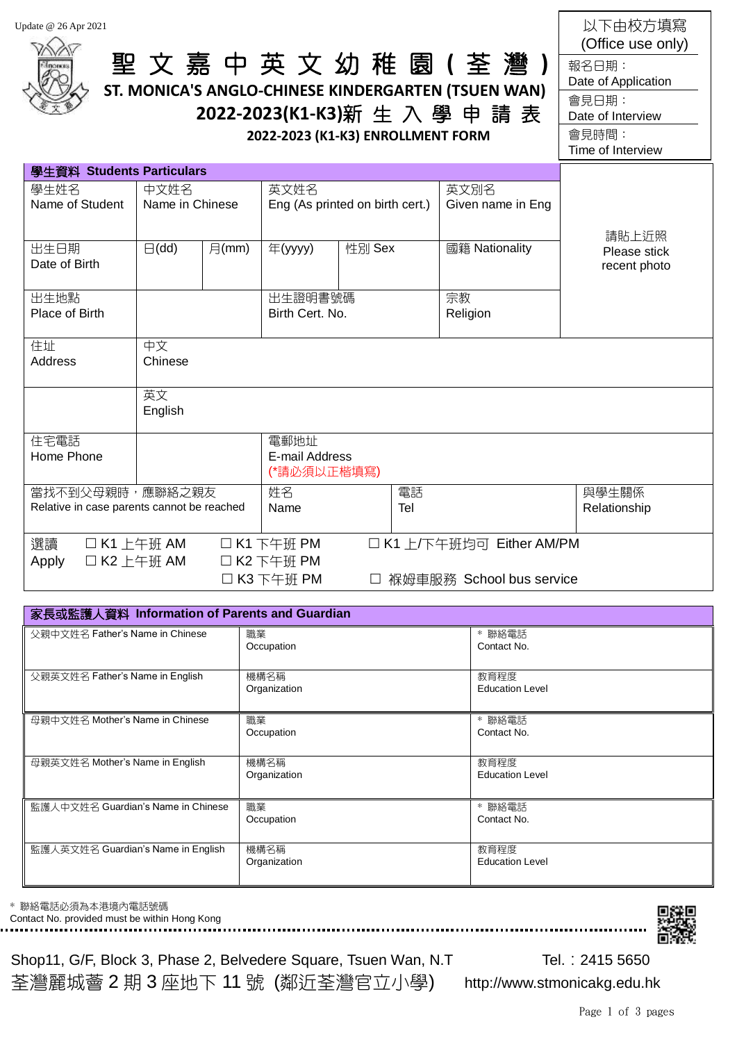Update @ 26 Apr 2021

| 以下由校方填寫 (Office use only) |
|---|
| 報名日期：Date of Application |
| 會見日期：Date of Interview |
| 會見時間：Time of Interview |

# 聖文嘉中英文幼稚園(荃灣)

## ST. MONICA'S ANGLO-CHINESE KINDERGARTEN (TSUEN WAN)

## 2022-2023(K1-K3)新生入學申請表

### 2022-2023 (K1-K3) ENROLLMENT FORM

**學生資料 Students Particulars**

| 學生姓名 Name of Student | 中文姓名 Name in Chinese | | 英文姓名 Eng (As printed on birth cert.) | | 英文別名 Given name in Eng | 請貼上近照 Please stick recent photo |
|---|---|---|---|---|---|---|
| 出生日期 Date of Birth | 日(dd) | 月(mm) | 年(yyyy) | 性別 Sex | 國籍 Nationality | |
| 出生地點 Place of Birth | | | 出生證明書號碼 Birth Cert. No. | | 宗教 Religion | |
| 住址 Address | 中文 Chinese | | | | | |
| | 英文 English | | | | | |
| 住宅電話 Home Phone | | | 電郵地址 E-mail Address (*請必須以正楷填寫) | | | |
| 當找不到父母親時，應聯絡之親友 Relative in case parents cannot be reached | | | 姓名 Name | 電話 Tel | | 與學生關係 Relationship |

選讀 Apply
☐ K1 上午班 AM ☐ K1 下午班 PM ☐ K1 上/下午班均可 Either AM/PM
☐ K2 上午班 AM ☐ K2 下午班 PM
☐ K3 下午班 PM ☐ 褓姆車服務 School bus service

**家長或監護人資料 Information of Parents and Guardian**

| | | |
|---|---|---|
| 父親中文姓名 Father's Name in Chinese | 職業 Occupation | * 聯絡電話 Contact No. |
| 父親英文姓名 Father's Name in English | 機構名稱 Organization | 教育程度 Education Level |
| 母親中文姓名 Mother's Name in Chinese | 職業 Occupation | * 聯絡電話 Contact No. |
| 母親英文姓名 Mother's Name in English | 機構名稱 Organization | 教育程度 Education Level |
| 監護人中文姓名 Guardian's Name in Chinese | 職業 Occupation | * 聯絡電話 Contact No. |
| 監護人英文姓名 Guardian's Name in English | 機構名稱 Organization | 教育程度 Education Level |

\* 聯絡電話必須為本港境內電話號碼
Contact No. provided must be within Hong Kong

Shop11, G/F, Block 3, Phase 2, Belvedere Square, Tsuen Wan, N.T Tel.：2415 5650
荃灣麗城薈 2 期 3 座地下 11 號 (鄰近荃灣官立小學) http://www.stmonicakg.edu.hk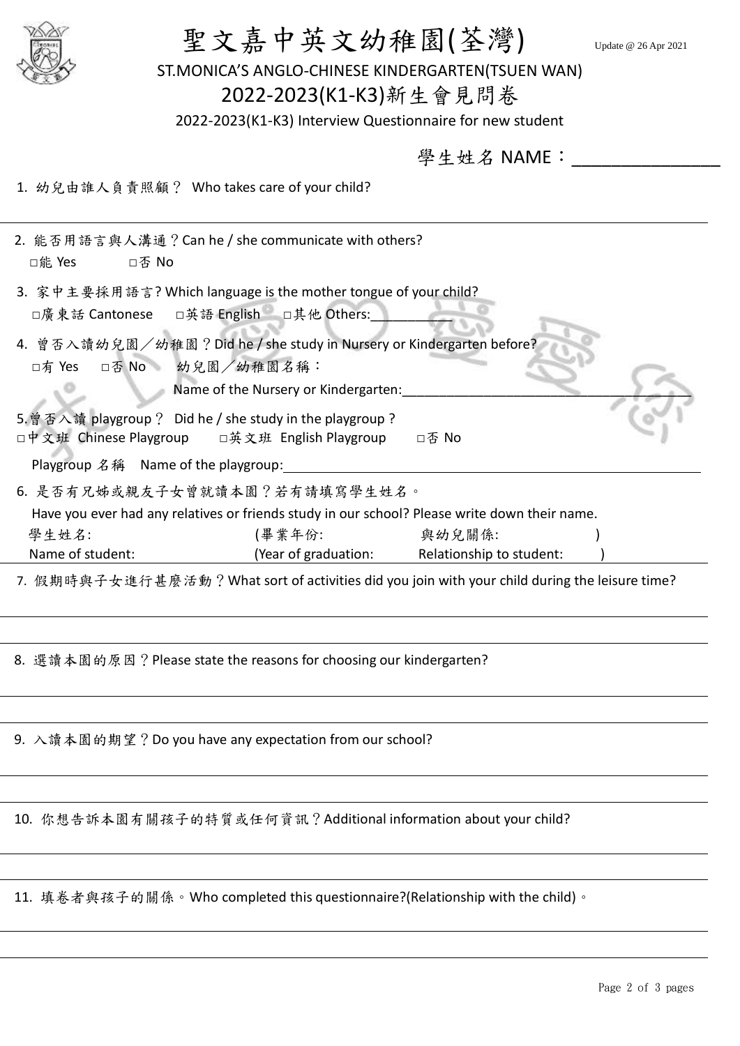# 聖文嘉中英文幼稚園(荃灣)

Update @ 26 Apr 2021

## ST.MONICA'S ANGLO-CHINESE KINDERGARTEN(TSUEN WAN)

## 2022-2023(K1-K3)新生會見問卷

2022-2023(K1-K3) Interview Questionnaire for new student

學生姓名 NAME：_______________

1. 幼兒由誰人負責照顧？ Who takes care of your child?

______________________________________________

2. 能否用語言與人溝通？Can he / she communicate with others?
   □能 Yes　　□否 No

3. 家中主要採用語言? Which language is the mother tongue of your child?
   □廣東話 Cantonese　□英語 English　□其他 Others:___________

4. 曾否入讀幼兒園／幼稚園？Did he / she study in Nursery or Kindergarten before?
   □有 Yes　□否 No　　幼兒園／幼稚園名稱：
   Name of the Nursery or Kindergarten:___________________________________

5. 曾否入讀 playgroup？ Did he / she study in the playgroup？
   □中文班 Chinese Playgroup　□英文班 English Playgroup　□否 No
   Playgroup 名稱　Name of the playgroup:___________________________________

6. 是否有兄姊或親友子女曾就讀本園？若有請填寫學生姓名。
   Have you ever had any relatives or friends study in our school? Please write down their name.
   學生姓名:　　　　　　(畢業年份:　　　　與幼兒關係:　　　)
   Name of student:　　　(Year of graduation:　　Relationship to student:　　)

7. 假期時與子女進行甚麼活動？What sort of activities did you join with your child during the leisure time?

______________________________________________

______________________________________________

8. 選讀本園的原因？Please state the reasons for choosing our kindergarten?

______________________________________________

______________________________________________

9. 入讀本園的期望？Do you have any expectation from our school?

______________________________________________

______________________________________________

10. 你想告訴本園有關孩子的特質或任何資訊？Additional information about your child?

______________________________________________

______________________________________________

11. 填卷者與孩子的關係。Who completed this questionnaire?(Relationship with the child)。

______________________________________________

______________________________________________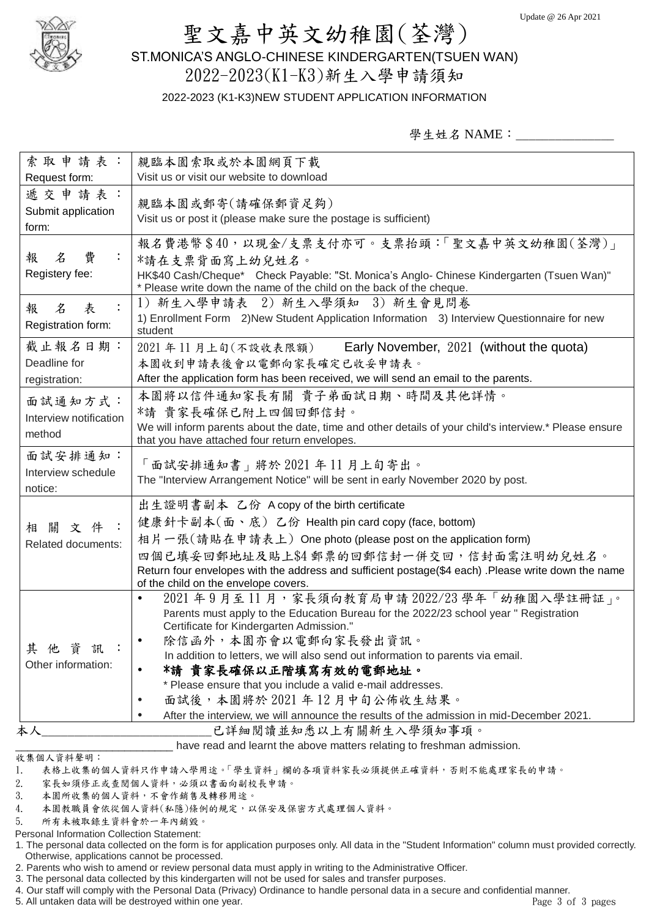Update @ 26 Apr 2021

# 聖文嘉中英文幼稚園(荃灣)

## ST.MONICA'S ANGLO-CHINESE KINDERGARTEN(TSUEN WAN)

## 2022-2023(K1-K3)新生入學申請須知

2022-2023 (K1-K3)NEW STUDENT APPLICATION INFORMATION

學生姓名 NAME：_______________

| | |
|---|---|
| 索取申請表：<br>Request form: | 親臨本園索取或於本園網頁下載<br>Visit us or visit our website to download |
| 遞交申請表：<br>Submit application form: | 親臨本園或郵寄(請確保郵資足夠)<br>Visit us or post it (please make sure the postage is sufficient) |
| 報名費：<br>Registery fee: | 報名費港幣$40，以現金/支票支付亦可。支票抬頭:「聖文嘉中英文幼稚園(荃灣)」<br>*請在支票背面寫上幼兒姓名。<br>HK$40 Cash/Cheque* Check Payable: "St. Monica's Anglo- Chinese Kindergarten (Tsuen Wan)"<br>* Please write down the name of the child on the back of the cheque. |
| 報名表：<br>Registration form: | 1) 新生入學申請表 2) 新生入學須知 3) 新生會見問卷<br>1) Enrollment Form 2)New Student Application Information 3) Interview Questionnaire for new student |
| 截止報名日期：<br>Deadline for registration: | 2021年11月上旬(不設收表限額) Early November, 2021 (without the quota)<br>本園收到申請表後會以電郵向家長確定已收妥申請表。<br>After the application form has been received, we will send an email to the parents. |
| 面試通知方式：<br>Interview notification method | 本園將以信件通知家長有關 貴子弟面試日期、時間及其他詳情。<br>*請 貴家長確保已附上四個回郵信封。<br>We will inform parents about the date, time and other details of your child's interview.* Please ensure that you have attached four return envelopes. |
| 面試安排通知：<br>Interview schedule notice: | 「面試安排通知書」將於2021年11月上旬寄出。<br>The "Interview Arrangement Notice" will be sent in early November 2020 by post. |
| 相關文件：<br>Related documents: | 出生證明書副本 乙份 A copy of the birth certificate<br>健康針卡副本(面、底) 乙份 Health pin card copy (face, bottom)<br>相片一張(請貼在申請表上) One photo (please post on the application form)<br>四個已填妥回郵地址及貼上$4郵票的回郵信封一併交回，信封面需注明幼兒姓名。<br>Return four envelopes with the address and sufficient postage($4 each) .Please write down the name of the child on the envelope covers. |
| 其他資訊：<br>Other information: | • 2021年9月至11月，家長須向教育局申請2022/23學年「幼稚園入學註冊証」。<br>Parents must apply to the Education Bureau for the 2022/23 school year " Registration Certificate for Kindergarten Admission."<br>• 除信函外，本園亦會以電郵向家長發出資訊。<br>In addition to letters, we will also send out information to parents via email.<br>• **\*請 貴家長確保以正階填寫有效的電郵地址。**<br>* Please ensure that you include a valid e-mail addresses.<br>• 面試後，本園將於2021年12月中旬公佈收生結果。<br>• After the interview, we will announce the results of the admission in mid-December 2021. |

本人___________________________已詳細閱讀並知悉以上有關新生入學須知事項。

___________________________ have read and learnt the above matters relating to freshman admission.

收集個人資料聲明：

1. 表格上收集的個人資料只作申請入學用途。「學生資料」欄的各項資料家長必須提供正確資料，否則不能處理家長的申請。
2. 家長如須修正或查閱個人資料，必須以書面向副校長申請。
3. 本園所收集的個人資料，不會作銷售及轉移用途。
4. 本園教職員會依從個人資料(私隱)條例的規定，以保安及保密方式處理個人資料。
5. 所有未被取錄生資料會於一年內銷毀。

Personal Information Collection Statement:

1. The personal data collected on the form is for application purposes only. All data in the "Student Information" column must provided correctly. Otherwise, applications cannot be processed.
2. Parents who wish to amend or review personal data must apply in writing to the Administrative Officer.
3. The personal data collected by this kindergarten will not be used for sales and transfer purposes.
4. Our staff will comply with the Personal Data (Privacy) Ordinance to handle personal data in a secure and confidential manner.
5. All untaken data will be destroyed within one year.